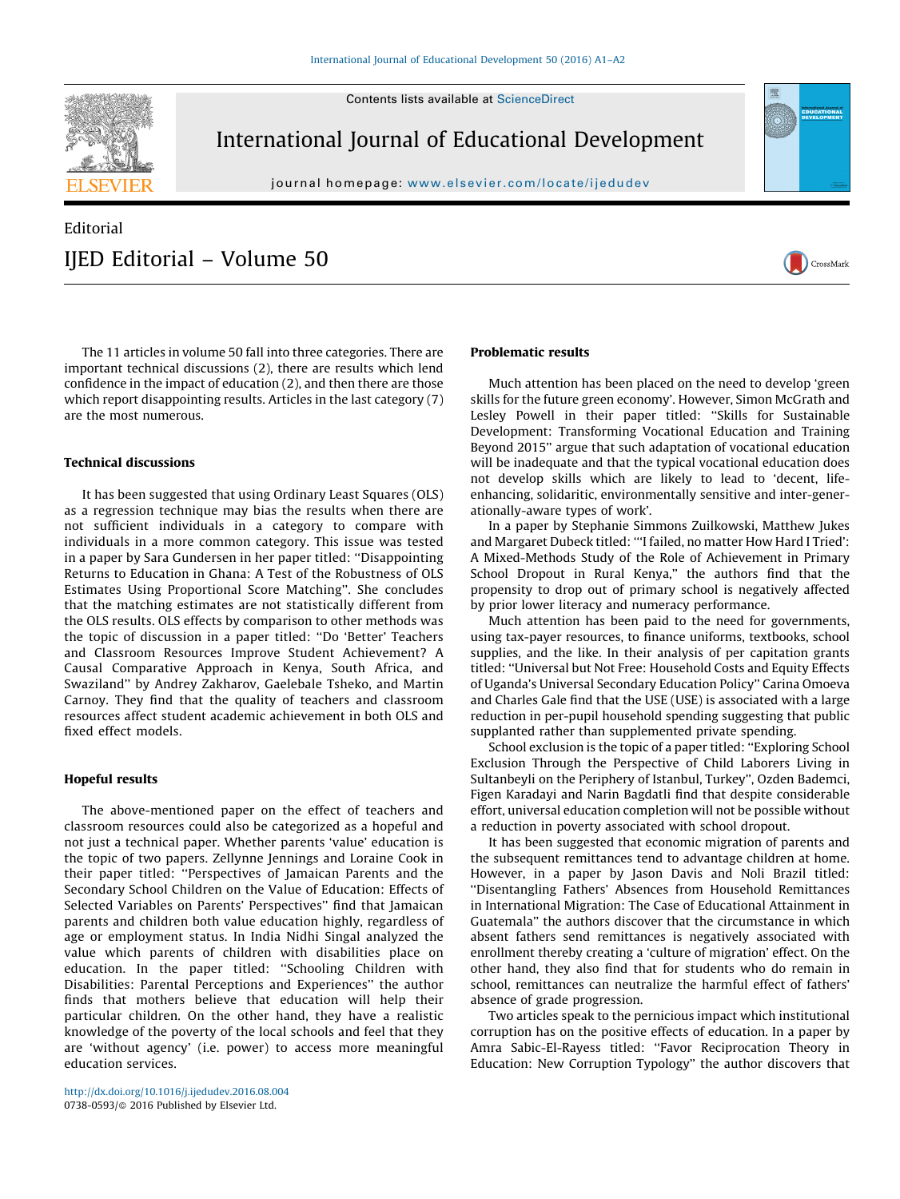Contents lists available at ScienceDirect

# International Journal of Educational Development

journal homepage: www.elsevier.com/locate/ijedudev

Editorial

# IJED Editorial – Volume 50

The 11 articles in volume 50 fall into three categories. There are important technical discussions (2), there are results which lend confidence in the impact of education (2), and then there are those which report disappointing results. Articles in the last category (7) are the most numerous.

### Technical discussions

It has been suggested that using Ordinary Least Squares (OLS) as a regression technique may bias the results when there are not sufficient individuals in a category to compare with individuals in a more common category. This issue was tested in a paper by Sara Gundersen in her paper titled: ''Disappointing Returns to Education in Ghana: A Test of the Robustness of OLS Estimates Using Proportional Score Matching''. She concludes that the matching estimates are not statistically different from the OLS results. OLS effects by comparison to other methods was the topic of discussion in a paper titled: ''Do 'Better' Teachers and Classroom Resources Improve Student Achievement? A Causal Comparative Approach in Kenya, South Africa, and Swaziland'' by Andrey Zakharov, Gaelebale Tsheko, and Martin Carnoy. They find that the quality of teachers and classroom resources affect student academic achievement in both OLS and fixed effect models.

### Hopeful results

The above-mentioned paper on the effect of teachers and classroom resources could also be categorized as a hopeful and not just a technical paper. Whether parents 'value' education is the topic of two papers. Zellynne Jennings and Loraine Cook in their paper titled: ''Perspectives of Jamaican Parents and the Secondary School Children on the Value of Education: Effects of Selected Variables on Parents' Perspectives'' find that Jamaican parents and children both value education highly, regardless of age or employment status. In India Nidhi Singal analyzed the value which parents of children with disabilities place on education. In the paper titled: ''Schooling Children with Disabilities: Parental Perceptions and Experiences'' the author finds that mothers believe that education will help their particular children. On the other hand, they have a realistic knowledge of the poverty of the local schools and feel that they are 'without agency' (i.e. power) to access more meaningful education services.

### Problematic results

Much attention has been placed on the need to develop 'green skills for the future green economy'. However, Simon McGrath and Lesley Powell in their paper titled: ''Skills for Sustainable Development: Transforming Vocational Education and Training Beyond 2015'' argue that such adaptation of vocational education will be inadequate and that the typical vocational education does not develop skills which are likely to lead to 'decent, life-enhancing, solidaritic, environmentally sensitive and inter-generationally-aware types of work'.

In a paper by Stephanie Simmons Zuilkowski, Matthew Jukes and Margaret Dubeck titled: '''I failed, no matter How Hard I Tried': A Mixed-Methods Study of the Role of Achievement in Primary School Dropout in Rural Kenya,'' the authors find that the propensity to drop out of primary school is negatively affected by prior lower literacy and numeracy performance.

Much attention has been paid to the need for governments, using tax-payer resources, to finance uniforms, textbooks, school supplies, and the like. In their analysis of per capitation grants titled: ''Universal but Not Free: Household Costs and Equity Effects of Uganda's Universal Secondary Education Policy'' Carina Omoeva and Charles Gale find that the USE (USE) is associated with a large reduction in per-pupil household spending suggesting that public supplanted rather than supplemented private spending.

School exclusion is the topic of a paper titled: ''Exploring School Exclusion Through the Perspective of Child Laborers Living in Sultanbeyli on the Periphery of Istanbul, Turkey'', Ozden Bademci, Figen Karadayi and Narin Bagdatli find that despite considerable effort, universal education completion will not be possible without a reduction in poverty associated with school dropout.

It has been suggested that economic migration of parents and the subsequent remittances tend to advantage children at home. However, in a paper by Jason Davis and Noli Brazil titled: ''Disentangling Fathers' Absences from Household Remittances in International Migration: The Case of Educational Attainment in Guatemala'' the authors discover that the circumstance in which absent fathers send remittances is negatively associated with enrollment thereby creating a 'culture of migration' effect. On the other hand, they also find that for students who do remain in school, remittances can neutralize the harmful effect of fathers' absence of grade progression.

Two articles speak to the pernicious impact which institutional corruption has on the positive effects of education. In a paper by Amra Sabic-El-Rayess titled: ''Favor Reciprocation Theory in Education: New Corruption Typology'' the author discovers that

http://dx.doi.org/10.1016/j.ijedudev.2016.08.004
0738-0593/© 2016 Published by Elsevier Ltd.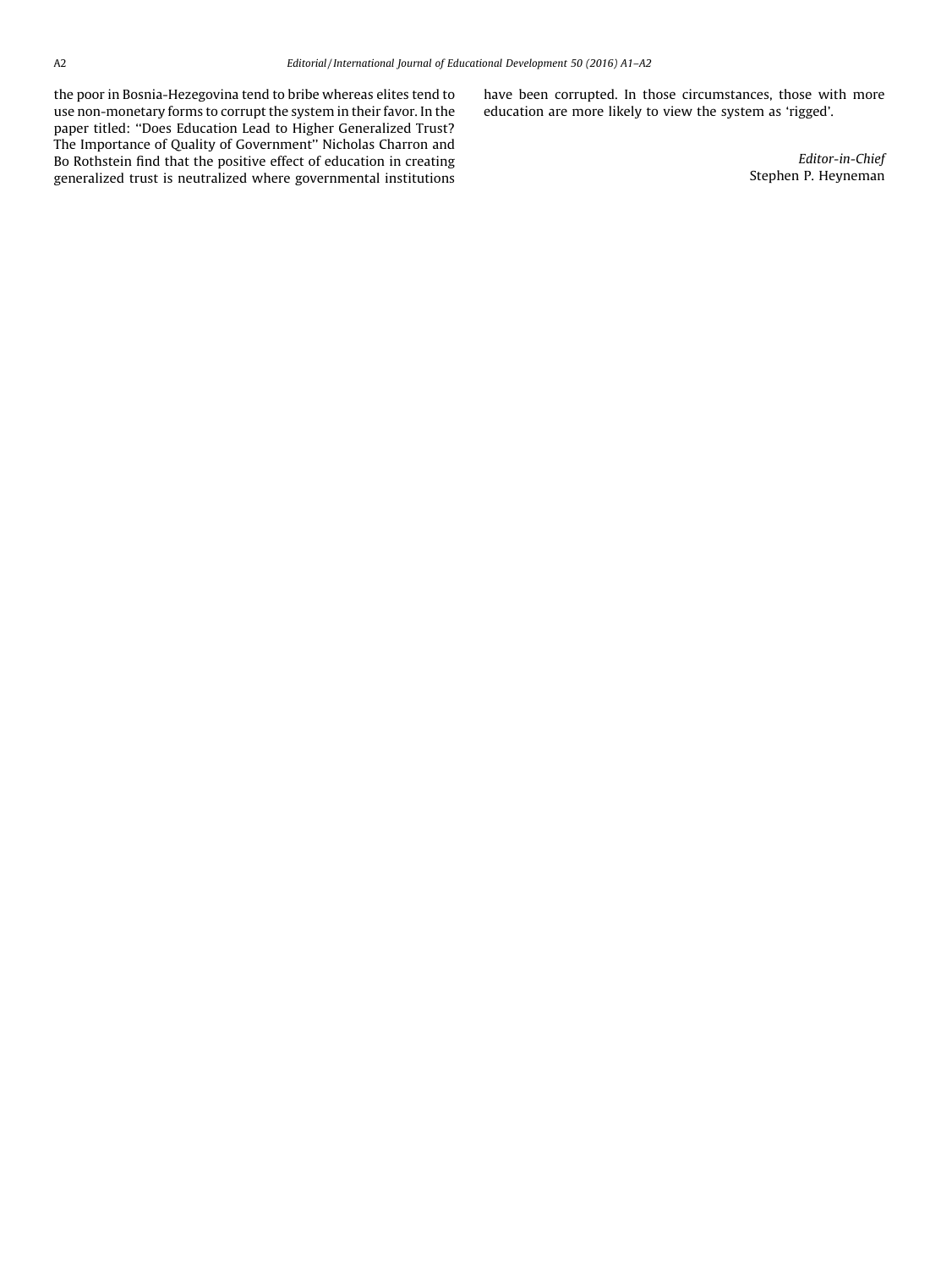the poor in Bosnia-Hezegovina tend to bribe whereas elites tend to use non-monetary forms to corrupt the system in their favor. In the paper titled: ''Does Education Lead to Higher Generalized Trust? The Importance of Quality of Government'' Nicholas Charron and Bo Rothstein find that the positive effect of education in creating generalized trust is neutralized where governmental institutions have been corrupted. In those circumstances, those with more education are more likely to view the system as 'rigged'.

*Editor-in-Chief*
Stephen P. Heyneman